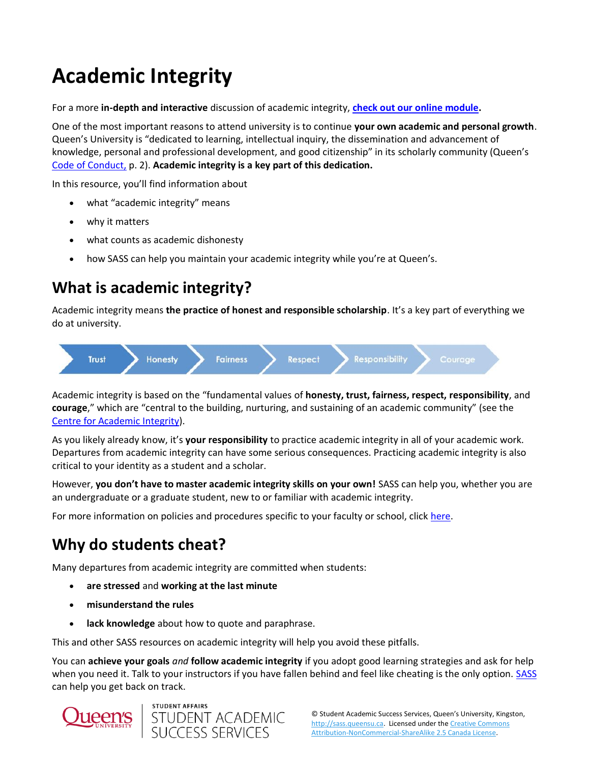# Academic Integrity

For a more **in-depth and interactive** discussion of academic integrity, **[check out our online module](#).**

One of the most important reasons to attend university is to continue **your own academic and personal growth**. Queen's University is "dedicated to learning, intellectual inquiry, the dissemination and advancement of knowledge, personal and professional development, and good citizenship" in its scholarly community (Queen's [Code of Conduct,](#) p. 2). **Academic integrity is a key part of this dedication.**

In this resource, you'll find information about

- what "academic integrity" means
- why it matters
- what counts as academic dishonesty
- how SASS can help you maintain your academic integrity while you're at Queen's.

## What is academic integrity?

Academic integrity means **the practice of honest and responsible scholarship**. It's a key part of everything we do at university.

Trust → Honesty → Fairness → Respect → Responsibility → Courage

Academic integrity is based on the "fundamental values of **honesty, trust, fairness, respect, responsibility**, and **courage**," which are "central to the building, nurturing, and sustaining of an academic community" (see the [Centre for Academic Integrity](#)).

As you likely already know, it's **your responsibility** to practice academic integrity in all of your academic work. Departures from academic integrity can have some serious consequences. Practicing academic integrity is also critical to your identity as a student and a scholar.

However, **you don't have to master academic integrity skills on your own!** SASS can help you, whether you are an undergraduate or a graduate student, new to or familiar with academic integrity.

For more information on policies and procedures specific to your faculty or school, click [here](#).

## Why do students cheat?

Many departures from academic integrity are committed when students:

- **are stressed** and **working at the last minute**
- **misunderstand the rules**
- **lack knowledge** about how to quote and paraphrase.

This and other SASS resources on academic integrity will help you avoid these pitfalls.

You can **achieve your goals** *and* **follow academic integrity** if you adopt good learning strategies and ask for help when you need it. Talk to your instructors if you have fallen behind and feel like cheating is the only option. [SASS](#) can help you get back on track.

Queen's University | Student Affairs | Student Academic Success Services

© Student Academic Success Services, Queen's University, Kingston, http://sass.queensu.ca. Licensed under the Creative Commons Attribution-NonCommercial-ShareAlike 2.5 Canada License.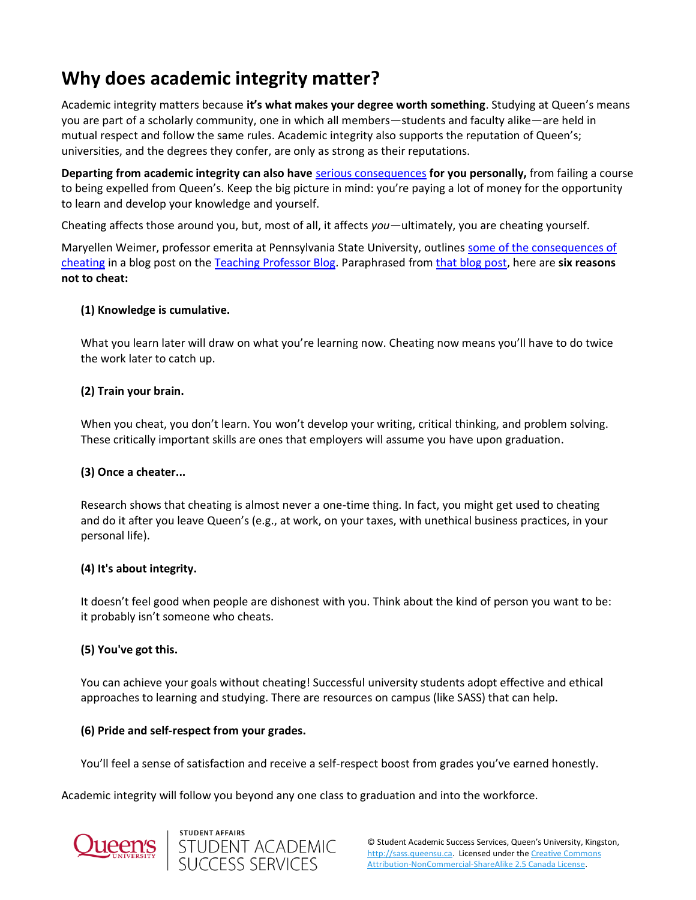# Why does academic integrity matter?

Academic integrity matters because **it's what makes your degree worth something**. Studying at Queen's means you are part of a scholarly community, one in which all members—students and faculty alike—are held in mutual respect and follow the same rules. Academic integrity also supports the reputation of Queen's; universities, and the degrees they confer, are only as strong as their reputations.

**Departing from academic integrity can also have** serious consequences **for you personally,** from failing a course to being expelled from Queen's. Keep the big picture in mind: you're paying a lot of money for the opportunity to learn and develop your knowledge and yourself.

Cheating affects those around you, but, most of all, it affects *you*—ultimately, you are cheating yourself.

Maryellen Weimer, professor emerita at Pennsylvania State University, outlines some of the consequences of cheating in a blog post on the Teaching Professor Blog. Paraphrased from that blog post, here are **six reasons not to cheat:**

**(1) Knowledge is cumulative.**

What you learn later will draw on what you're learning now. Cheating now means you'll have to do twice the work later to catch up.

**(2) Train your brain.**

When you cheat, you don't learn. You won't develop your writing, critical thinking, and problem solving. These critically important skills are ones that employers will assume you have upon graduation.

**(3) Once a cheater...**

Research shows that cheating is almost never a one-time thing. In fact, you might get used to cheating and do it after you leave Queen's (e.g., at work, on your taxes, with unethical business practices, in your personal life).

**(4) It's about integrity.**

It doesn't feel good when people are dishonest with you. Think about the kind of person you want to be: it probably isn't someone who cheats.

**(5) You've got this.**

You can achieve your goals without cheating! Successful university students adopt effective and ethical approaches to learning and studying. There are resources on campus (like SASS) that can help.

**(6) Pride and self-respect from your grades.**

You'll feel a sense of satisfaction and receive a self-respect boost from grades you've earned honestly.

Academic integrity will follow you beyond any one class to graduation and into the workforce.

© Student Academic Success Services, Queen's University, Kingston, http://sass.queensu.ca. Licensed under the Creative Commons Attribution-NonCommercial-ShareAlike 2.5 Canada License.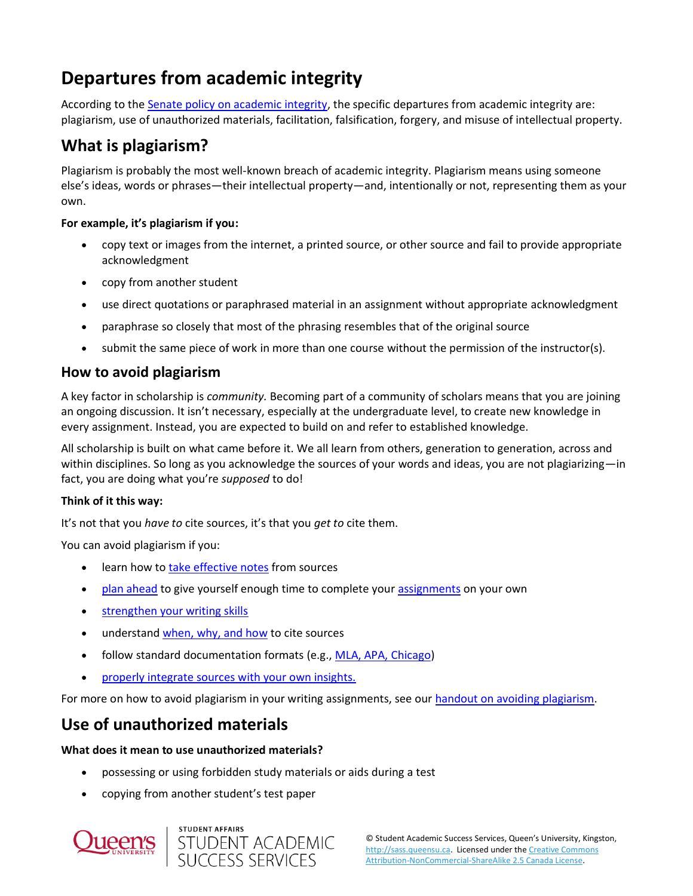## Departures from academic integrity

According to the Senate policy on academic integrity, the specific departures from academic integrity are: plagiarism, use of unauthorized materials, facilitation, falsification, forgery, and misuse of intellectual property.

## What is plagiarism?

Plagiarism is probably the most well-known breach of academic integrity. Plagiarism means using someone else's ideas, words or phrases—their intellectual property—and, intentionally or not, representing them as your own.

**For example, it's plagiarism if you:**

- copy text or images from the internet, a printed source, or other source and fail to provide appropriate acknowledgment
- copy from another student
- use direct quotations or paraphrased material in an assignment without appropriate acknowledgment
- paraphrase so closely that most of the phrasing resembles that of the original source
- submit the same piece of work in more than one course without the permission of the instructor(s).

## How to avoid plagiarism

A key factor in scholarship is *community.* Becoming part of a community of scholars means that you are joining an ongoing discussion. It isn't necessary, especially at the undergraduate level, to create new knowledge in every assignment. Instead, you are expected to build on and refer to established knowledge.

All scholarship is built on what came before it. We all learn from others, generation to generation, across and within disciplines. So long as you acknowledge the sources of your words and ideas, you are not plagiarizing—in fact, you are doing what you're *supposed* to do!

**Think of it this way:**

It's not that you *have to* cite sources, it's that you *get to* cite them.

You can avoid plagiarism if you:

- learn how to take effective notes from sources
- plan ahead to give yourself enough time to complete your assignments on your own
- strengthen your writing skills
- understand when, why, and how to cite sources
- follow standard documentation formats (e.g., MLA, APA, Chicago)
- properly integrate sources with your own insights.

For more on how to avoid plagiarism in your writing assignments, see our handout on avoiding plagiarism.

## Use of unauthorized materials

**What does it mean to use unauthorized materials?**

- possessing or using forbidden study materials or aids during a test
- copying from another student's test paper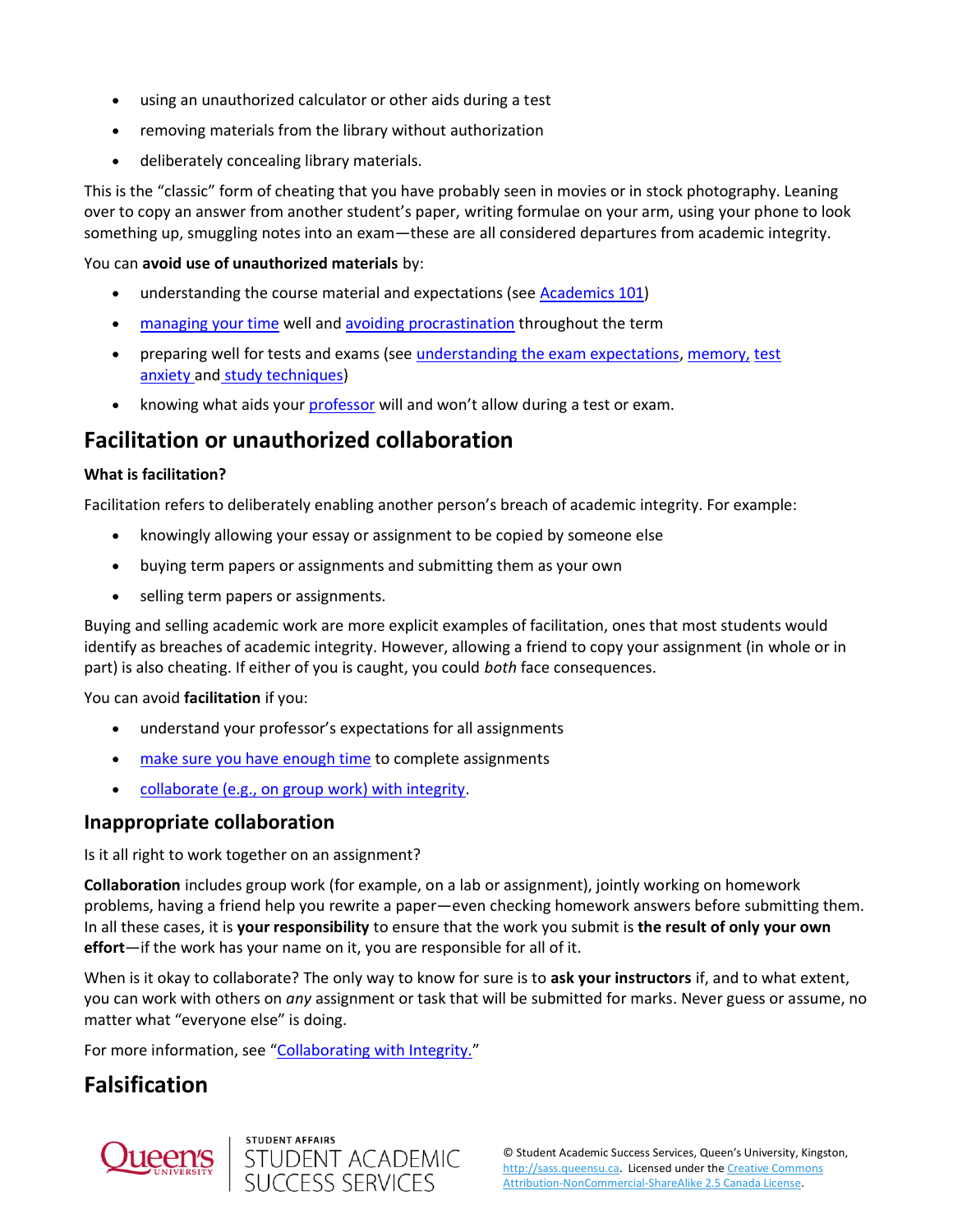- using an unauthorized calculator or other aids during a test
- removing materials from the library without authorization
- deliberately concealing library materials.

This is the "classic" form of cheating that you have probably seen in movies or in stock photography. Leaning over to copy an answer from another student's paper, writing formulae on your arm, using your phone to look something up, smuggling notes into an exam—these are all considered departures from academic integrity.

You can **avoid use of unauthorized materials** by:

- understanding the course material and expectations (see Academics 101)
- managing your time well and avoiding procrastination throughout the term
- preparing well for tests and exams (see understanding the exam expectations, memory, test anxiety and study techniques)
- knowing what aids your professor will and won't allow during a test or exam.

## Facilitation or unauthorized collaboration

**What is facilitation?**

Facilitation refers to deliberately enabling another person's breach of academic integrity. For example:

- knowingly allowing your essay or assignment to be copied by someone else
- buying term papers or assignments and submitting them as your own
- selling term papers or assignments.

Buying and selling academic work are more explicit examples of facilitation, ones that most students would identify as breaches of academic integrity. However, allowing a friend to copy your assignment (in whole or in part) is also cheating. If either of you is caught, you could *both* face consequences.

You can avoid **facilitation** if you:

- understand your professor's expectations for all assignments
- make sure you have enough time to complete assignments
- collaborate (e.g., on group work) with integrity.

### Inappropriate collaboration

Is it all right to work together on an assignment?

**Collaboration** includes group work (for example, on a lab or assignment), jointly working on homework problems, having a friend help you rewrite a paper—even checking homework answers before submitting them. In all these cases, it is **your responsibility** to ensure that the work you submit is **the result of only your own effort**—if the work has your name on it, you are responsible for all of it.

When is it okay to collaborate? The only way to know for sure is to **ask your instructors** if, and to what extent, you can work with others on *any* assignment or task that will be submitted for marks. Never guess or assume, no matter what "everyone else" is doing.

For more information, see "Collaborating with Integrity."

## Falsification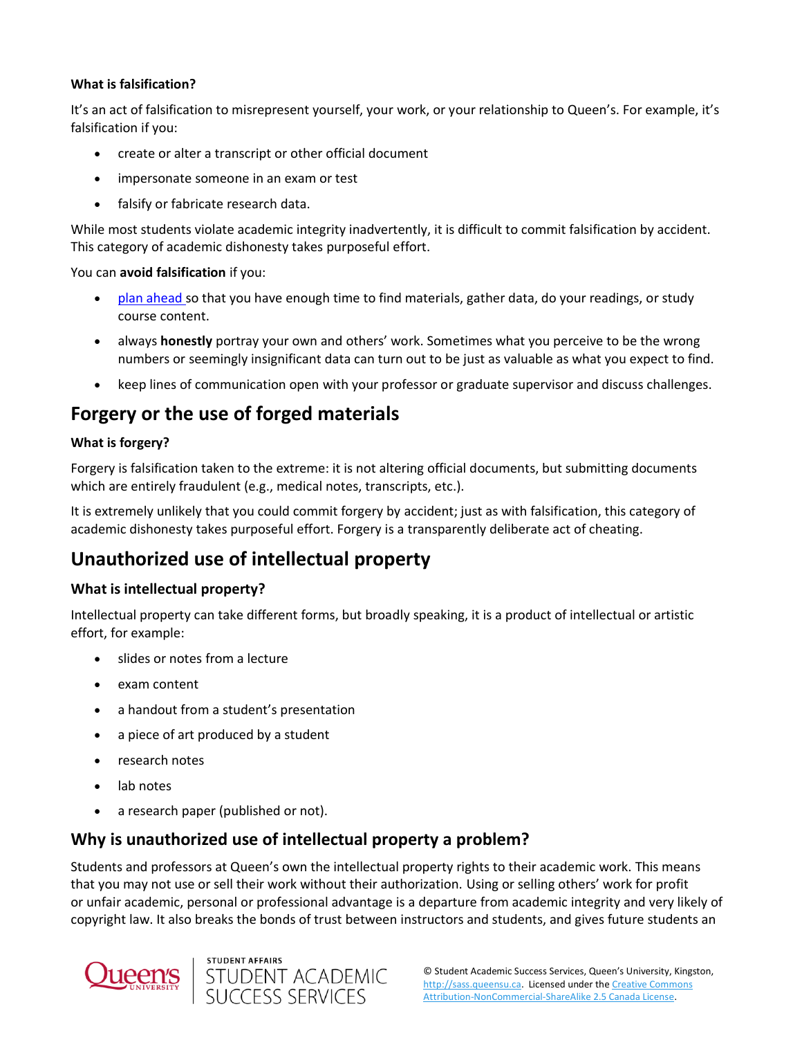**What is falsification?**

It's an act of falsification to misrepresent yourself, your work, or your relationship to Queen's. For example, it's falsification if you:

- create or alter a transcript or other official document
- impersonate someone in an exam or test
- falsify or fabricate research data.

While most students violate academic integrity inadvertently, it is difficult to commit falsification by accident. This category of academic dishonesty takes purposeful effort.

You can **avoid falsification** if you:

- plan ahead so that you have enough time to find materials, gather data, do your readings, or study course content.
- always **honestly** portray your own and others' work. Sometimes what you perceive to be the wrong numbers or seemingly insignificant data can turn out to be just as valuable as what you expect to find.
- keep lines of communication open with your professor or graduate supervisor and discuss challenges.

## Forgery or the use of forged materials

### What is forgery?

Forgery is falsification taken to the extreme: it is not altering official documents, but submitting documents which are entirely fraudulent (e.g., medical notes, transcripts, etc.).

It is extremely unlikely that you could commit forgery by accident; just as with falsification, this category of academic dishonesty takes purposeful effort. Forgery is a transparently deliberate act of cheating.

## Unauthorized use of intellectual property

### What is intellectual property?

Intellectual property can take different forms, but broadly speaking, it is a product of intellectual or artistic effort, for example:

- slides or notes from a lecture
- exam content
- a handout from a student's presentation
- a piece of art produced by a student
- research notes
- lab notes
- a research paper (published or not).

## Why is unauthorized use of intellectual property a problem?

Students and professors at Queen's own the intellectual property rights to their academic work. This means that you may not use or sell their work without their authorization. Using or selling others' work for profit or unfair academic, personal or professional advantage is a departure from academic integrity and very likely of copyright law. It also breaks the bonds of trust between instructors and students, and gives future students an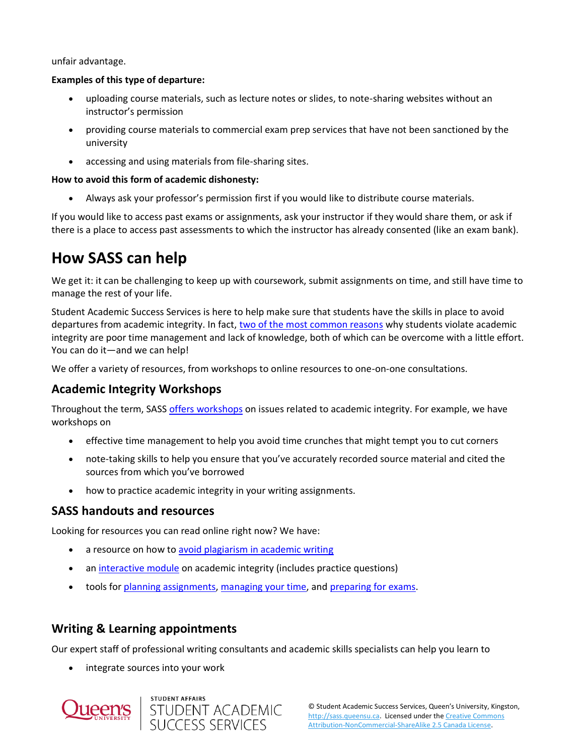unfair advantage.

**Examples of this type of departure:**

- uploading course materials, such as lecture notes or slides, to note-sharing websites without an instructor's permission
- providing course materials to commercial exam prep services that have not been sanctioned by the university
- accessing and using materials from file-sharing sites.

**How to avoid this form of academic dishonesty:**

- Always ask your professor's permission first if you would like to distribute course materials.

If you would like to access past exams or assignments, ask your instructor if they would share them, or ask if there is a place to access past assessments to which the instructor has already consented (like an exam bank).

# How SASS can help

We get it: it can be challenging to keep up with coursework, submit assignments on time, and still have time to manage the rest of your life.

Student Academic Success Services is here to help make sure that students have the skills in place to avoid departures from academic integrity. In fact, two of the most common reasons why students violate academic integrity are poor time management and lack of knowledge, both of which can be overcome with a little effort. You can do it—and we can help!

We offer a variety of resources, from workshops to online resources to one-on-one consultations.

## Academic Integrity Workshops

Throughout the term, SASS offers workshops on issues related to academic integrity. For example, we have workshops on

- effective time management to help you avoid time crunches that might tempt you to cut corners
- note-taking skills to help you ensure that you've accurately recorded source material and cited the sources from which you've borrowed
- how to practice academic integrity in your writing assignments.

## SASS handouts and resources

Looking for resources you can read online right now? We have:

- a resource on how to avoid plagiarism in academic writing
- an interactive module on academic integrity (includes practice questions)
- tools for planning assignments, managing your time, and preparing for exams.

## Writing & Learning appointments

Our expert staff of professional writing consultants and academic skills specialists can help you learn to

- integrate sources into your work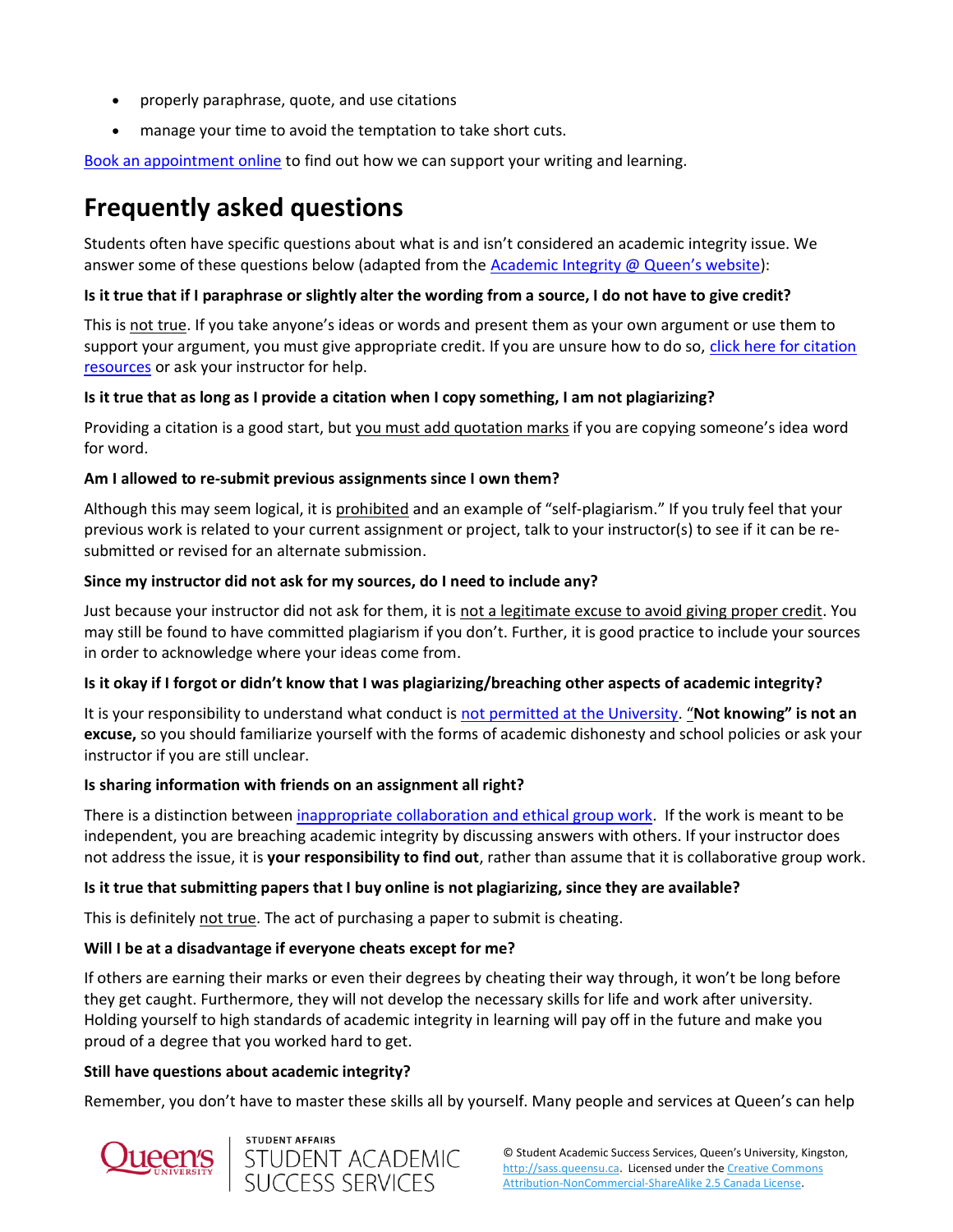- properly paraphrase, quote, and use citations
- manage your time to avoid the temptation to take short cuts.

[Book an appointment online](#) to find out how we can support your writing and learning.

## Frequently asked questions

Students often have specific questions about what is and isn't considered an academic integrity issue. We answer some of these questions below (adapted from the [Academic Integrity @ Queen's website](#)):

**Is it true that if I paraphrase or slightly alter the wording from a source, I do not have to give credit?**

This is not true. If you take anyone's ideas or words and present them as your own argument or use them to support your argument, you must give appropriate credit. If you are unsure how to do so, [click here for citation resources](#) or ask your instructor for help.

**Is it true that as long as I provide a citation when I copy something, I am not plagiarizing?**

Providing a citation is a good start, but you must add quotation marks if you are copying someone's idea word for word.

**Am I allowed to re-submit previous assignments since I own them?**

Although this may seem logical, it is prohibited and an example of "self-plagiarism." If you truly feel that your previous work is related to your current assignment or project, talk to your instructor(s) to see if it can be re-submitted or revised for an alternate submission.

**Since my instructor did not ask for my sources, do I need to include any?**

Just because your instructor did not ask for them, it is not a legitimate excuse to avoid giving proper credit. You may still be found to have committed plagiarism if you don't. Further, it is good practice to include your sources in order to acknowledge where your ideas come from.

**Is it okay if I forgot or didn't know that I was plagiarizing/breaching other aspects of academic integrity?**

It is your responsibility to understand what conduct is [not permitted at the University](#). "**Not knowing" is not an excuse,** so you should familiarize yourself with the forms of academic dishonesty and school policies or ask your instructor if you are still unclear.

**Is sharing information with friends on an assignment all right?**

There is a distinction between [inappropriate collaboration and ethical group work](#). If the work is meant to be independent, you are breaching academic integrity by discussing answers with others. If your instructor does not address the issue, it is **your responsibility to find out**, rather than assume that it is collaborative group work.

**Is it true that submitting papers that I buy online is not plagiarizing, since they are available?**

This is definitely not true. The act of purchasing a paper to submit is cheating.

**Will I be at a disadvantage if everyone cheats except for me?**

If others are earning their marks or even their degrees by cheating their way through, it won't be long before they get caught. Furthermore, they will not develop the necessary skills for life and work after university. Holding yourself to high standards of academic integrity in learning will pay off in the future and make you proud of a degree that you worked hard to get.

**Still have questions about academic integrity?**

Remember, you don't have to master these skills all by yourself. Many people and services at Queen's can help

© Student Academic Success Services, Queen's University, Kingston, http://sass.queensu.ca. Licensed under the [Creative Commons Attribution-NonCommercial-ShareAlike 2.5 Canada License](#).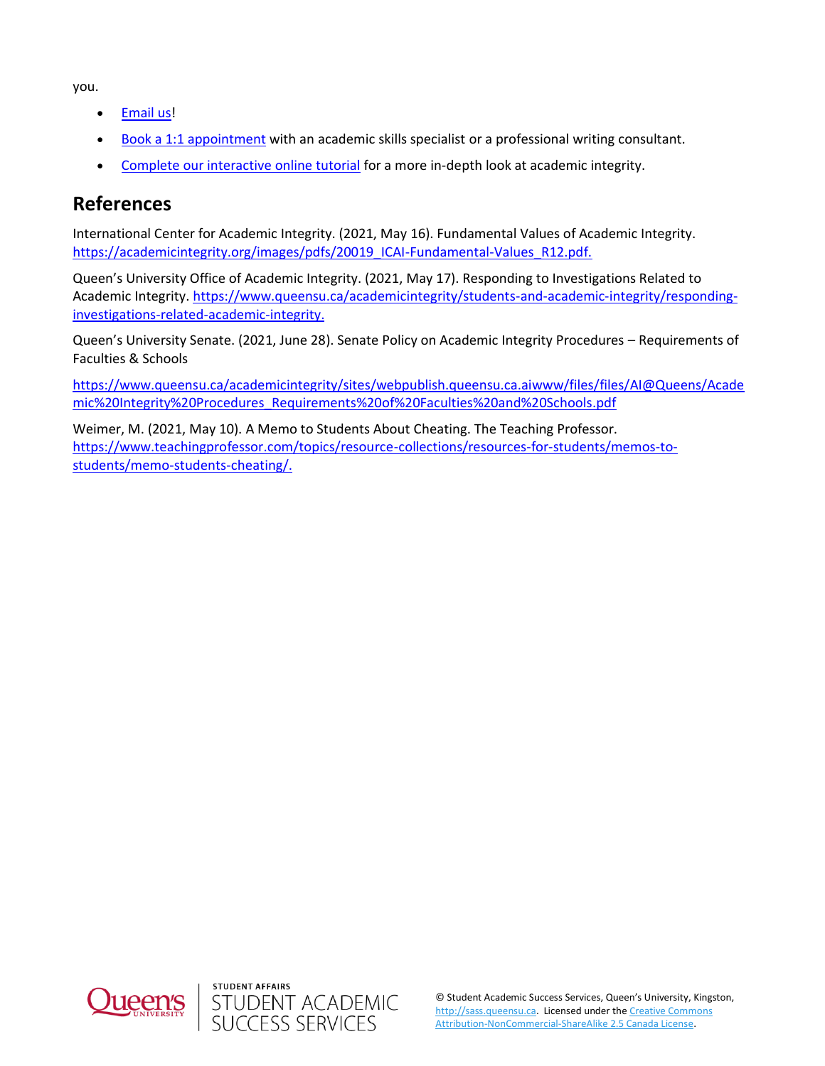you.

- [Email us]!
- [Book a 1:1 appointment] with an academic skills specialist or a professional writing consultant.
- [Complete our interactive online tutorial] for a more in-depth look at academic integrity.

## References

International Center for Academic Integrity. (2021, May 16). Fundamental Values of Academic Integrity. https://academicintegrity.org/images/pdfs/20019_ICAI-Fundamental-Values_R12.pdf.

Queen's University Office of Academic Integrity. (2021, May 17). Responding to Investigations Related to Academic Integrity. https://www.queensu.ca/academicintegrity/students-and-academic-integrity/responding-investigations-related-academic-integrity.

Queen's University Senate. (2021, June 28). Senate Policy on Academic Integrity Procedures – Requirements of Faculties & Schools

https://www.queensu.ca/academicintegrity/sites/webpublish.queensu.ca.aiwww/files/files/AI@Queens/Academic%20Integrity%20Procedures_Requirements%20of%20Faculties%20and%20Schools.pdf

Weimer, M. (2021, May 10). A Memo to Students About Cheating. The Teaching Professor. https://www.teachingprofessor.com/topics/resource-collections/resources-for-students/memos-to-students/memo-students-cheating/.

© Student Academic Success Services, Queen's University, Kingston, http://sass.queensu.ca. Licensed under the Creative Commons Attribution-NonCommercial-ShareAlike 2.5 Canada License.